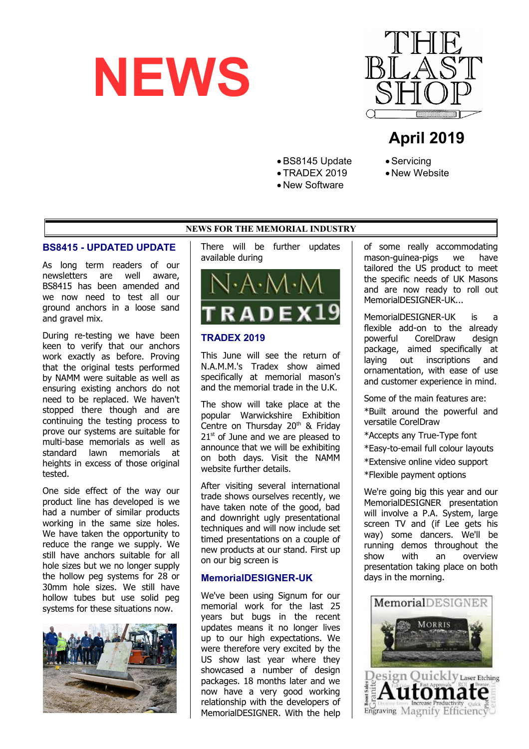# NEWS

**THE BLAST SHOP**

## April 2019

- BS8145 Update
- TRADEX 2019
- New Software
- Servicing
- New Website

**NEWS FOR THE MEMORIAL INDUSTRY**

### BS8415 - UPDATED UPDATE

As long term readers of our newsletters are well aware, BS8415 has been amended and we now need to test all our ground anchors in a loose sand and gravel mix.

During re-testing we have been keen to verify that our anchors work exactly as before. Proving that the original tests performed by NAMM were suitable as well as ensuring existing anchors do not need to be replaced. We haven't stopped there though and are continuing the testing process to prove our systems are suitable for multi-base memorials as well as standard lawn memorials at heights in excess of those original tested.

One side effect of the way our product line has developed is we had a number of similar products working in the same size holes. We have taken the opportunity to reduce the range we supply. We still have anchors suitable for all hole sizes but we no longer supply the hollow peg systems for 28 or 30mm hole sizes. We still have hollow tubes but use solid peg systems for these situations now.

There will be further updates available during

N·A·M·M TRADEX19

### TRADEX 2019

This June will see the return of N.A.M.M.'s Tradex show aimed specifically at memorial mason's and the memorial trade in the U.K.

The show will take place at the popular Warwickshire Exhibition Centre on Thursday 20th & Friday 21st of June and we are pleased to announce that we will be exhibiting on both days. Visit the NAMM website further details.

After visiting several international trade shows ourselves recently, we have taken note of the good, bad and downright ugly presentational techniques and will now include set timed presentations on a couple of new products at our stand. First up on our big screen is

### MemorialDESIGNER-UK

We've been using Signum for our memorial work for the last 25 years but bugs in the recent updates means it no longer lives up to our high expectations. We were therefore very excited by the US show last year where they showcased a number of design packages. 18 months later and we now have a very good working relationship with the developers of MemorialDESIGNER. With the help of some really accommodating mason-guinea-pigs we have tailored the US product to meet the specific needs of UK Masons and are now ready to roll out MemorialDESIGNER-UK...

MemorialDESIGNER-UK is a flexible add-on to the already powerful CorelDraw design package, aimed specifically at laying out inscriptions and ornamentation, with ease of use and customer experience in mind.

Some of the main features are:

*Built around the powerful and versatile CorelDraw

*Accepts any True-Type font

*Easy-to-email full colour layouts

*Extensive online video support

*Flexible payment options

We're going big this year and our MemorialDESIGNER presentation will involve a P.A. System, large screen TV and (if Lee gets his way) some dancers. We'll be running demos throughout the show with an overview presentation taking place on both days in the morning.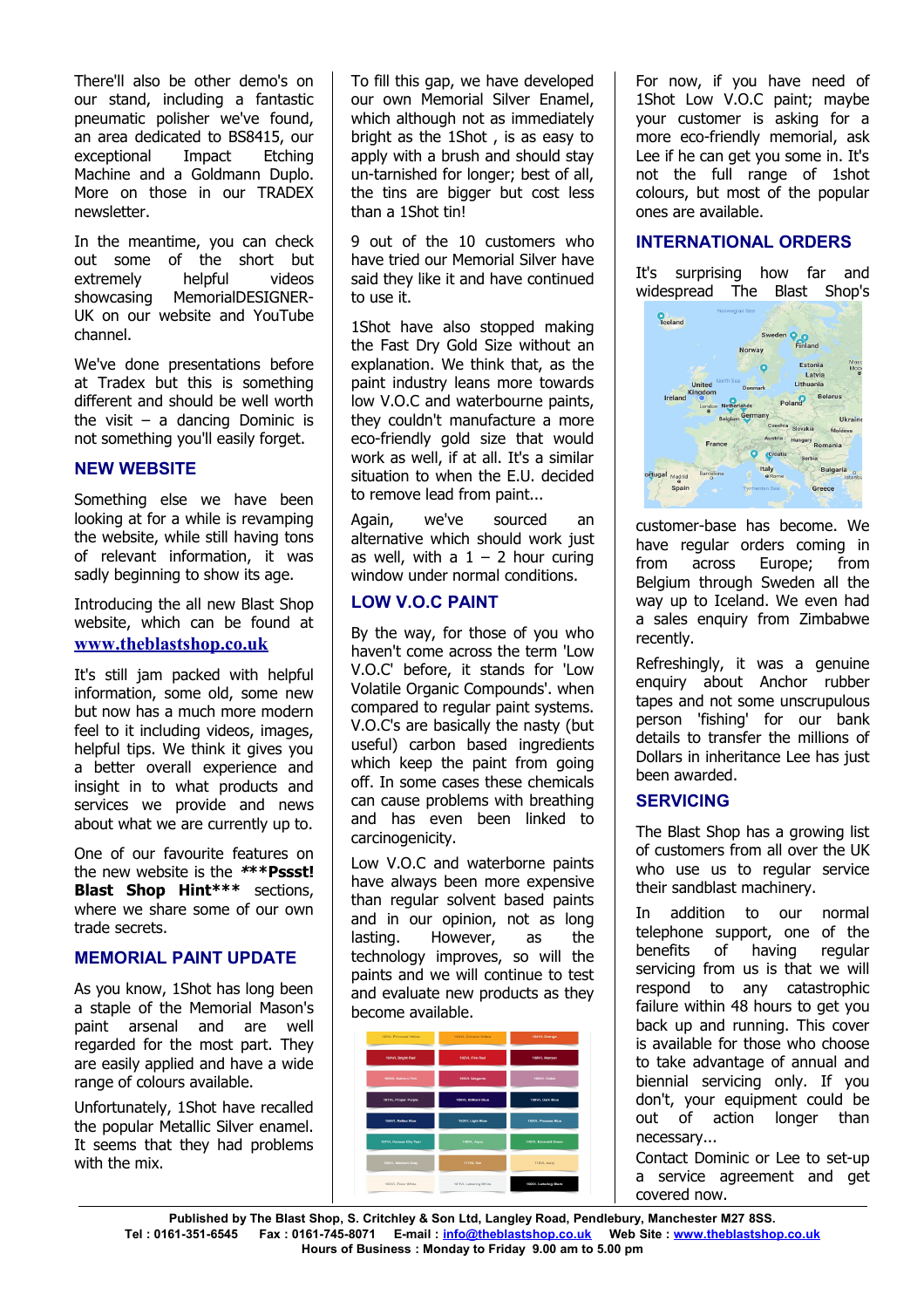There'll also be other demo's on our stand, including a fantastic pneumatic polisher we've found, an area dedicated to BS8415, our exceptional Impact Etching Machine and a Goldmann Duplo. More on those in our TRADEX newsletter.

In the meantime, you can check out some of the short but extremely helpful videos showcasing MemorialDESIGNER-UK on our website and YouTube channel.

We've done presentations before at Tradex but this is something different and should be well worth the visit – a dancing Dominic is not something you'll easily forget.

## NEW WEBSITE

Something else we have been looking at for a while is revamping the website, while still having tons of relevant information, it was sadly beginning to show its age.

Introducing the all new Blast Shop website, which can be found at **www.theblastshop.co.uk**

It's still jam packed with helpful information, some old, some new but now has a much more modern feel to it including videos, images, helpful tips. We think it gives you a better overall experience and insight in to what products and services we provide and news about what we are currently up to.

One of our favourite features on the new website is the ***Pssst! Blast Shop Hint*** sections, where we share some of our own trade secrets.

## MEMORIAL PAINT UPDATE

As you know, 1Shot has long been a staple of the Memorial Mason's paint arsenal and are well regarded for the most part. They are easily applied and have a wide range of colours available.

Unfortunately, 1Shot have recalled the popular Metallic Silver enamel. It seems that they had problems with the mix.

To fill this gap, we have developed our own Memorial Silver Enamel, which although not as immediately bright as the 1Shot , is as easy to apply with a brush and should stay un-tarnished for longer; best of all, the tins are bigger but cost less than a 1Shot tin!

9 out of the 10 customers who have tried our Memorial Silver have said they like it and have continued to use it.

1Shot have also stopped making the Fast Dry Gold Size without an explanation. We think that, as the paint industry leans more towards low V.O.C and waterbourne paints, they couldn't manufacture a more eco-friendly gold size that would work as well, if at all. It's a similar situation to when the E.U. decided to remove lead from paint...

Again, we've sourced an alternative which should work just as well, with a 1 – 2 hour curing window under normal conditions.

## LOW V.O.C PAINT

By the way, for those of you who haven't come across the term 'Low V.O.C' before, it stands for 'Low Volatile Organic Compounds'. when compared to regular paint systems. V.O.C's are basically the nasty (but useful) carbon based ingredients which keep the paint from going off. In some cases these chemicals can cause problems with breathing and has even been linked to carcinogenicity.

Low V.O.C and waterborne paints have always been more expensive than regular solvent based paints and in our opinion, not as long lasting. However, as the technology improves, so will the paints and we will continue to test and evaluate new products as they become available.

For now, if you have need of 1Shot Low V.O.C paint; maybe your customer is asking for a more eco-friendly memorial, ask Lee if he can get you some in. It's not the full range of 1shot colours, but most of the popular ones are available.

## INTERNATIONAL ORDERS

It's surprising how far and widespread The Blast Shop's customer-base has become. We have regular orders coming in from across Europe; from Belgium through Sweden all the way up to Iceland. We even had a sales enquiry from Zimbabwe recently.

Refreshingly, it was a genuine enquiry about Anchor rubber tapes and not some unscrupulous person 'fishing' for our bank details to transfer the millions of Dollars in inheritance Lee has just been awarded.

## SERVICING

The Blast Shop has a growing list of customers from all over the UK who use us to regular service their sandblast machinery.

In addition to our normal telephone support, one of the benefits of having regular servicing from us is that we will respond to any catastrophic failure within 48 hours to get you back up and running. This cover is available for those who choose to take advantage of annual and biennial servicing only. If you don't, your equipment could be out of action longer than necessary...

Contact Dominic or Lee to set-up a service agreement and get covered now.

**Published by The Blast Shop, S. Critchley & Son Ltd, Langley Road, Pendlebury, Manchester M27 8SS.**
**Tel : 0161-351-6545 Fax : 0161-745-8071 E-mail : info@theblastshop.co.uk Web Site : www.theblastshop.co.uk**
**Hours of Business : Monday to Friday 9.00 am to 5.00 pm**